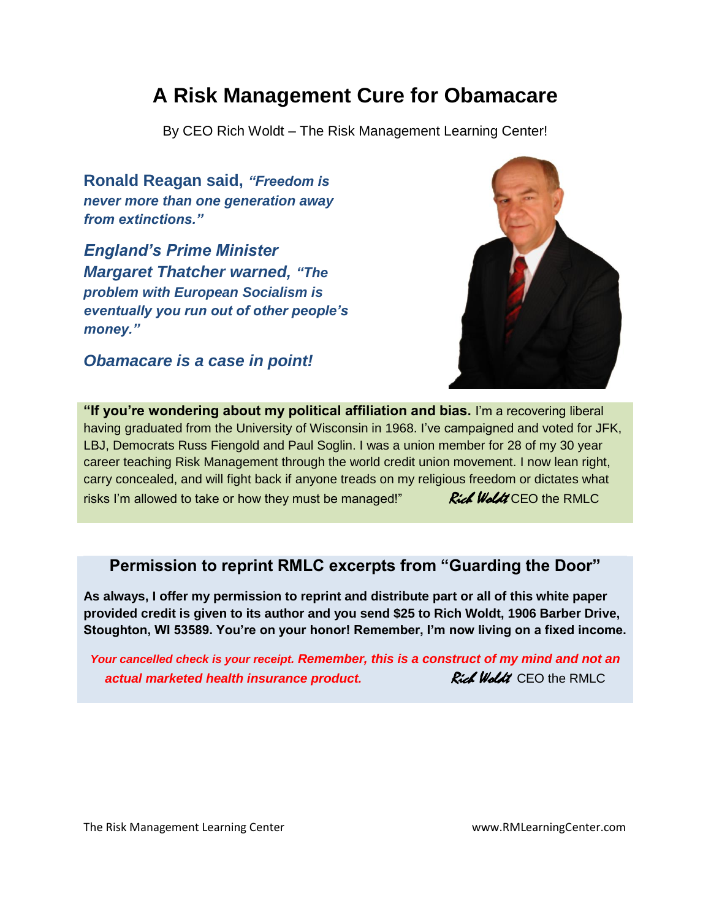# A Risk Management Cure for Obamacare

By CEO Rich Woldt – The Risk Management Learning Center!

**Ronald Reagan said,** ***"Freedom is never more than one generation away from extinctions."***

***England's Prime Minister Margaret Thatcher warned, "The problem with European Socialism is eventually you run out of other people's money."***

***Obamacare is a case in point!***

**"If you're wondering about my political affiliation and bias.** I'm a recovering liberal having graduated from the University of Wisconsin in 1968. I've campaigned and voted for JFK, LBJ, Democrats Russ Fiengold and Paul Soglin. I was a union member for 28 of my 30 year career teaching Risk Management through the world credit union movement. I now lean right, carry concealed, and will fight back if anyone treads on my religious freedom or dictates what risks I'm allowed to take or how they must be managed!" *Rich Woldt* CEO the RMLC

### Permission to reprint RMLC excerpts from "Guarding the Door"

**As always, I offer my permission to reprint and distribute part or all of this white paper provided credit is given to its author and you send $25 to Rich Woldt, 1906 Barber Drive, Stoughton, WI 53589. You're on your honor! Remember, I'm now living on a fixed income.**

***Your cancelled check is your receipt. Remember, this is a construct of my mind and not an actual marketed health insurance product.*** *Rich Woldt* CEO the RMLC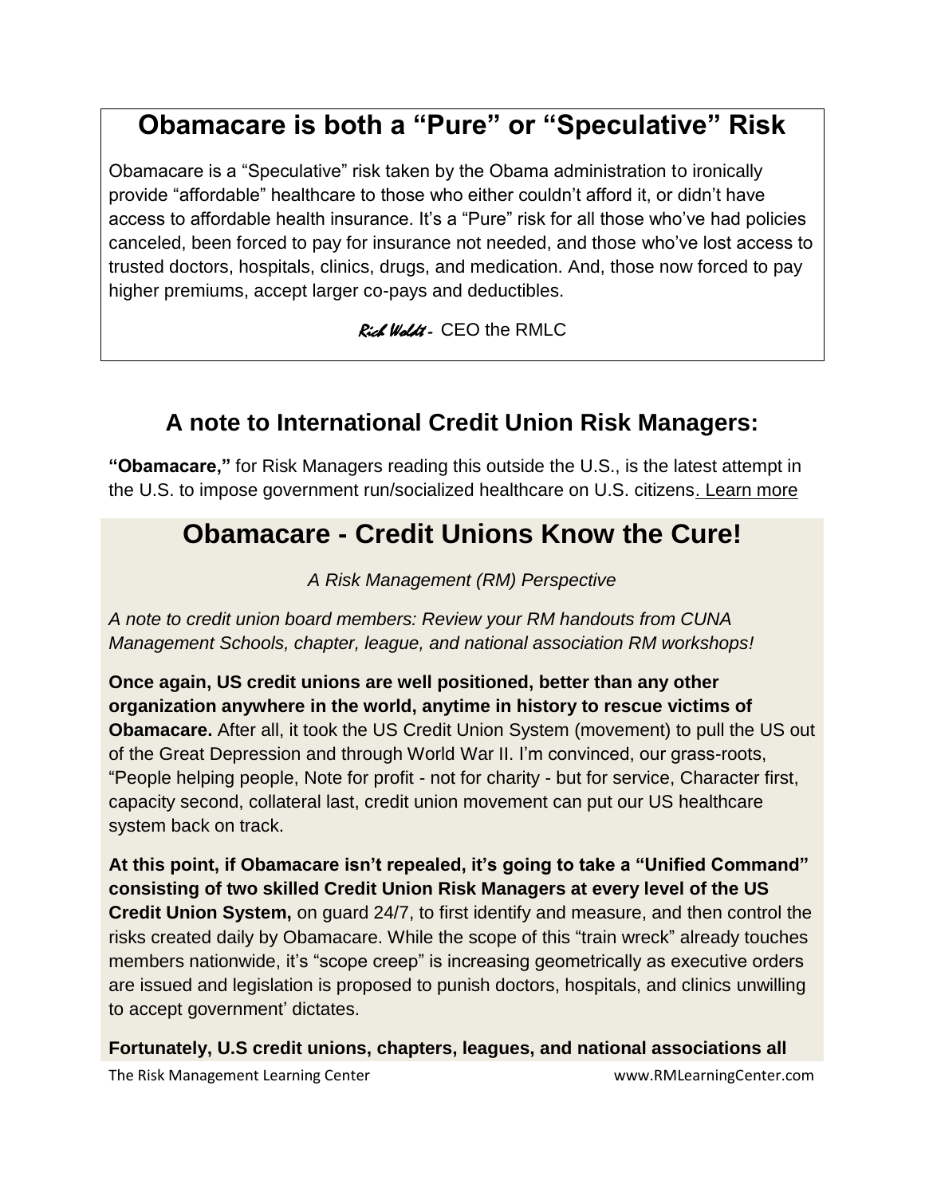## Obamacare is both a "Pure" or "Speculative" Risk

Obamacare is a "Speculative" risk taken by the Obama administration to ironically provide "affordable" healthcare to those who either couldn't afford it, or didn't have access to affordable health insurance. It's a "Pure" risk for all those who've had policies canceled, been forced to pay for insurance not needed, and those who've lost access to trusted doctors, hospitals, clinics, drugs, and medication. And, those now forced to pay higher premiums, accept larger co-pays and deductibles.

*Rich Woldt* - CEO the RMLC

## A note to International Credit Union Risk Managers:

**"Obamacare,"** for Risk Managers reading this outside the U.S., is the latest attempt in the U.S. to impose government run/socialized healthcare on U.S. citizens. Learn more

## Obamacare - Credit Unions Know the Cure!

*A Risk Management (RM) Perspective*

*A note to credit union board members: Review your RM handouts from CUNA Management Schools, chapter, league, and national association RM workshops!*

**Once again, US credit unions are well positioned, better than any other organization anywhere in the world, anytime in history to rescue victims of Obamacare.** After all, it took the US Credit Union System (movement) to pull the US out of the Great Depression and through World War II. I'm convinced, our grass-roots, "People helping people, Note for profit - not for charity - but for service, Character first, capacity second, collateral last, credit union movement can put our US healthcare system back on track.

**At this point, if Obamacare isn't repealed, it's going to take a "Unified Command" consisting of two skilled Credit Union Risk Managers at every level of the US Credit Union System,** on guard 24/7, to first identify and measure, and then control the risks created daily by Obamacare. While the scope of this "train wreck" already touches members nationwide, it's "scope creep" is increasing geometrically as executive orders are issued and legislation is proposed to punish doctors, hospitals, and clinics unwilling to accept government' dictates.

**Fortunately, U.S credit unions, chapters, leagues, and national associations all**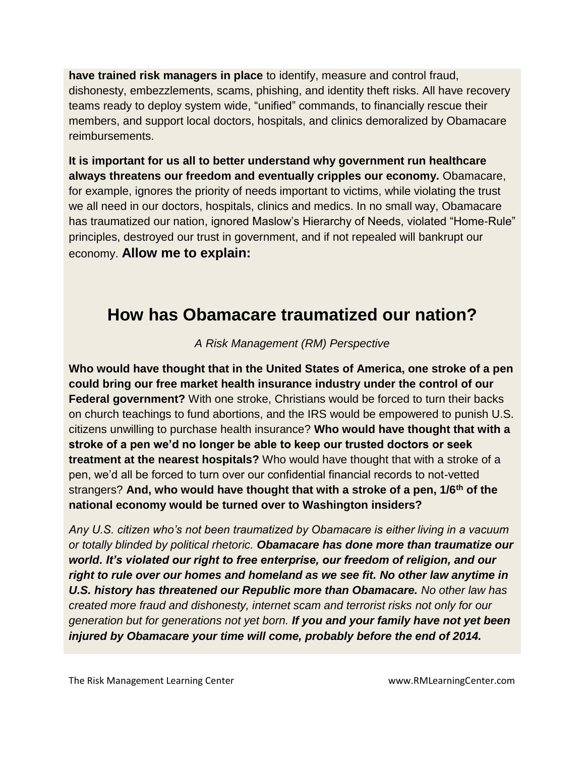**have trained risk managers in place** to identify, measure and control fraud, dishonesty, embezzlements, scams, phishing, and identity theft risks. All have recovery teams ready to deploy system wide, "unified" commands, to financially rescue their members, and support local doctors, hospitals, and clinics demoralized by Obamacare reimbursements.

**It is important for us all to better understand why government run healthcare always threatens our freedom and eventually cripples our economy.** Obamacare, for example, ignores the priority of needs important to victims, while violating the trust we all need in our doctors, hospitals, clinics and medics. In no small way, Obamacare has traumatized our nation, ignored Maslow's Hierarchy of Needs, violated "Home-Rule" principles, destroyed our trust in government, and if not repealed will bankrupt our economy. **Allow me to explain:**

# How has Obamacare traumatized our nation?

*A Risk Management (RM) Perspective*

**Who would have thought that in the United States of America, one stroke of a pen could bring our free market health insurance industry under the control of our Federal government?** With one stroke, Christians would be forced to turn their backs on church teachings to fund abortions, and the IRS would be empowered to punish U.S. citizens unwilling to purchase health insurance? **Who would have thought that with a stroke of a pen we'd no longer be able to keep our trusted doctors or seek treatment at the nearest hospitals?** Who would have thought that with a stroke of a pen, we'd all be forced to turn over our confidential financial records to not-vetted strangers? **And, who would have thought that with a stroke of a pen, 1/6th of the national economy would be turned over to Washington insiders?**

*Any U.S. citizen who's not been traumatized by Obamacare is either living in a vacuum or totally blinded by political rhetoric.* ***Obamacare has done more than traumatize our world. It's violated our right to free enterprise, our freedom of religion, and our right to rule over our homes and homeland as we see fit. No other law anytime in U.S. history has threatened our Republic more than Obamacare.*** *No other law has created more fraud and dishonesty, internet scam and terrorist risks not only for our generation but for generations not yet born.* ***If you and your family have not yet been injured by Obamacare your time will come, probably before the end of 2014.***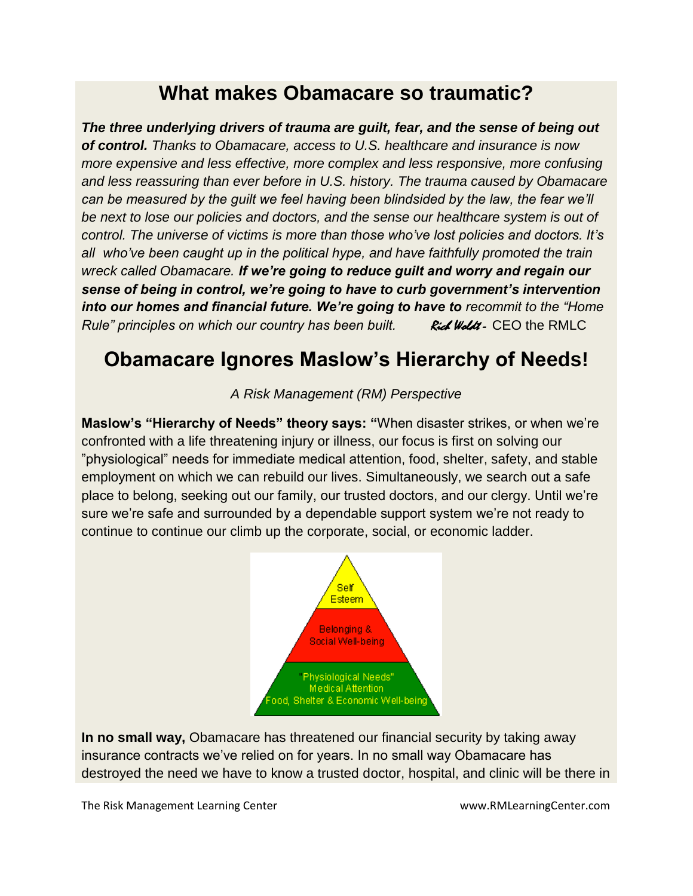## What makes Obamacare so traumatic?

***The three underlying drivers of trauma are guilt, fear, and the sense of being out of control.*** *Thanks to Obamacare, access to U.S. healthcare and insurance is now more expensive and less effective, more complex and less responsive, more confusing and less reassuring than ever before in U.S. history. The trauma caused by Obamacare can be measured by the guilt we feel having been blindsided by the law, the fear we'll be next to lose our policies and doctors, and the sense our healthcare system is out of control. The universe of victims is more than those who've lost policies and doctors. It's all who've been caught up in the political hype, and have faithfully promoted the train wreck called Obamacare.* ***If we're going to reduce guilt and worry and regain our sense of being in control, we're going to have to curb government's intervention into our homes and financial future. We're going to have to*** *recommit to the "Home Rule" principles on which our country has been built.* Rick Woldt - CEO the RMLC

## Obamacare Ignores Maslow's Hierarchy of Needs!

*A Risk Management (RM) Perspective*

**Maslow's "Hierarchy of Needs" theory says: "**When disaster strikes, or when we're confronted with a life threatening injury or illness, our focus is first on solving our "physiological" needs for immediate medical attention, food, shelter, safety, and stable employment on which we can rebuild our lives. Simultaneously, we search out a safe place to belong, seeking out our family, our trusted doctors, and our clergy. Until we're sure we're safe and surrounded by a dependable support system we're not ready to continue to continue our climb up the corporate, social, or economic ladder.

**In no small way,** Obamacare has threatened our financial security by taking away insurance contracts we've relied on for years. In no small way Obamacare has destroyed the need we have to know a trusted doctor, hospital, and clinic will be there in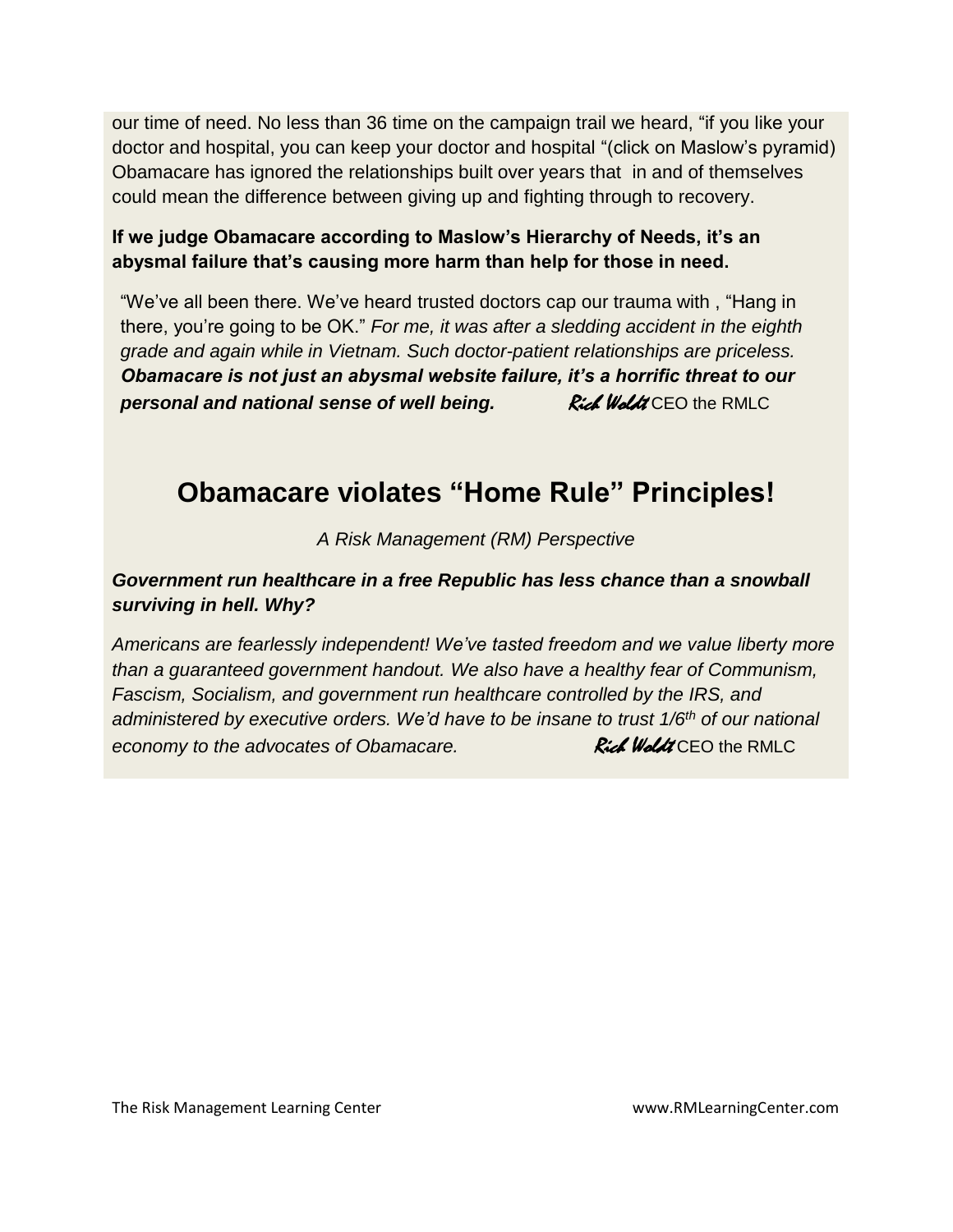our time of need. No less than 36 time on the campaign trail we heard, "if you like your doctor and hospital, you can keep your doctor and hospital "(click on Maslow's pyramid) Obamacare has ignored the relationships built over years that in and of themselves could mean the difference between giving up and fighting through to recovery.

**If we judge Obamacare according to Maslow's Hierarchy of Needs, it's an abysmal failure that's causing more harm than help for those in need.**

"We've all been there. We've heard trusted doctors cap our trauma with , "Hang in there, you're going to be OK." *For me, it was after a sledding accident in the eighth grade and again while in Vietnam. Such doctor-patient relationships are priceless.* ***Obamacare is not just an abysmal website failure, it's a horrific threat to our personal and national sense of well being.*** Rich Woldt CEO the RMLC

## Obamacare violates "Home Rule" Principles!

*A Risk Management (RM) Perspective*

***Government run healthcare in a free Republic has less chance than a snowball surviving in hell. Why?***

*Americans are fearlessly independent! We've tasted freedom and we value liberty more than a guaranteed government handout. We also have a healthy fear of Communism, Fascism, Socialism, and government run healthcare controlled by the IRS, and administered by executive orders. We'd have to be insane to trust 1/6th of our national economy to the advocates of Obamacare.* Rich Woldt CEO the RMLC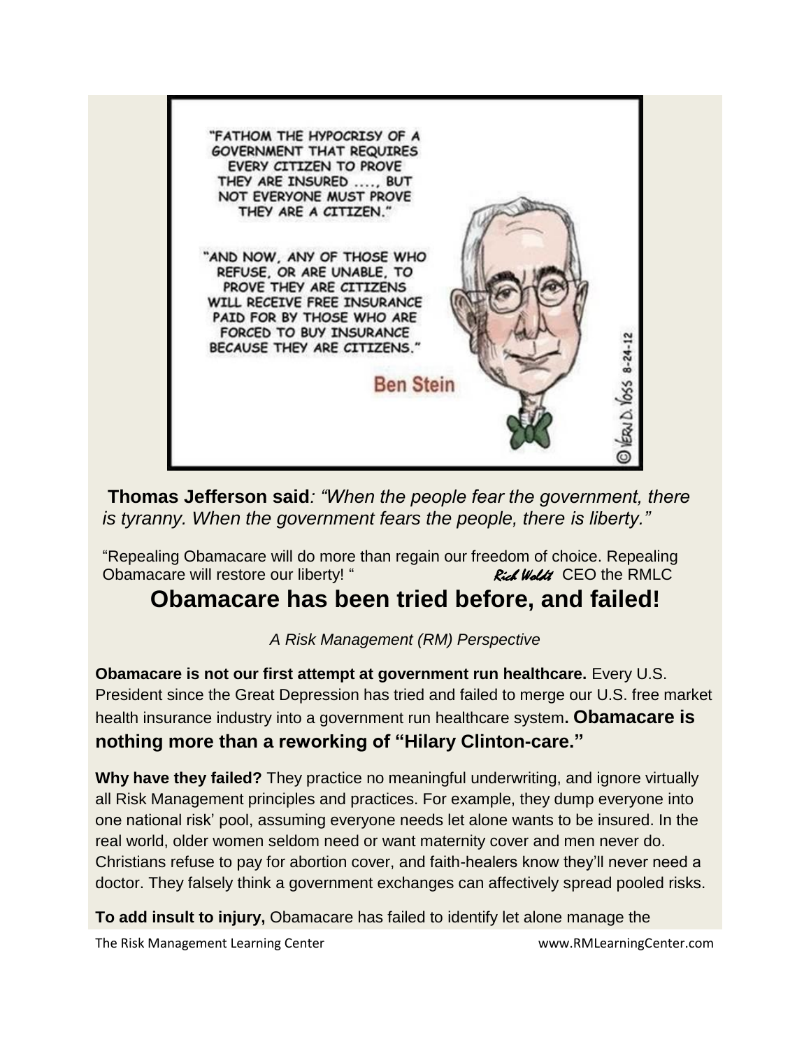"FATHOM THE HYPOCRISY OF A GOVERNMENT THAT REQUIRES EVERY CITIZEN TO PROVE THEY ARE INSURED ...., BUT NOT EVERYONE MUST PROVE THEY ARE A CITIZEN."

"AND NOW, ANY OF THOSE WHO REFUSE, OR ARE UNABLE, TO PROVE THEY ARE CITIZENS WILL RECEIVE FREE INSURANCE PAID FOR BY THOSE WHO ARE FORCED TO BUY INSURANCE BECAUSE THEY ARE CITIZENS."

Ben Stein

© VERJ D. YOSS 8-24-12

**Thomas Jefferson said***: "When the people fear the government, there is tyranny. When the government fears the people, there is liberty."*

"Repealing Obamacare will do more than regain our freedom of choice. Repealing Obamacare will restore our liberty! " *Rick Woldt* CEO the RMLC

# Obamacare has been tried before, and failed!

*A Risk Management (RM) Perspective*

**Obamacare is not our first attempt at government run healthcare.** Every U.S. President since the Great Depression has tried and failed to merge our U.S. free market health insurance industry into a government run healthcare system**. Obamacare is nothing more than a reworking of "Hilary Clinton-care."**

**Why have they failed?** They practice no meaningful underwriting, and ignore virtually all Risk Management principles and practices. For example, they dump everyone into one national risk' pool, assuming everyone needs let alone wants to be insured. In the real world, older women seldom need or want maternity cover and men never do. Christians refuse to pay for abortion cover, and faith-healers know they'll never need a doctor. They falsely think a government exchanges can affectively spread pooled risks.

**To add insult to injury,** Obamacare has failed to identify let alone manage the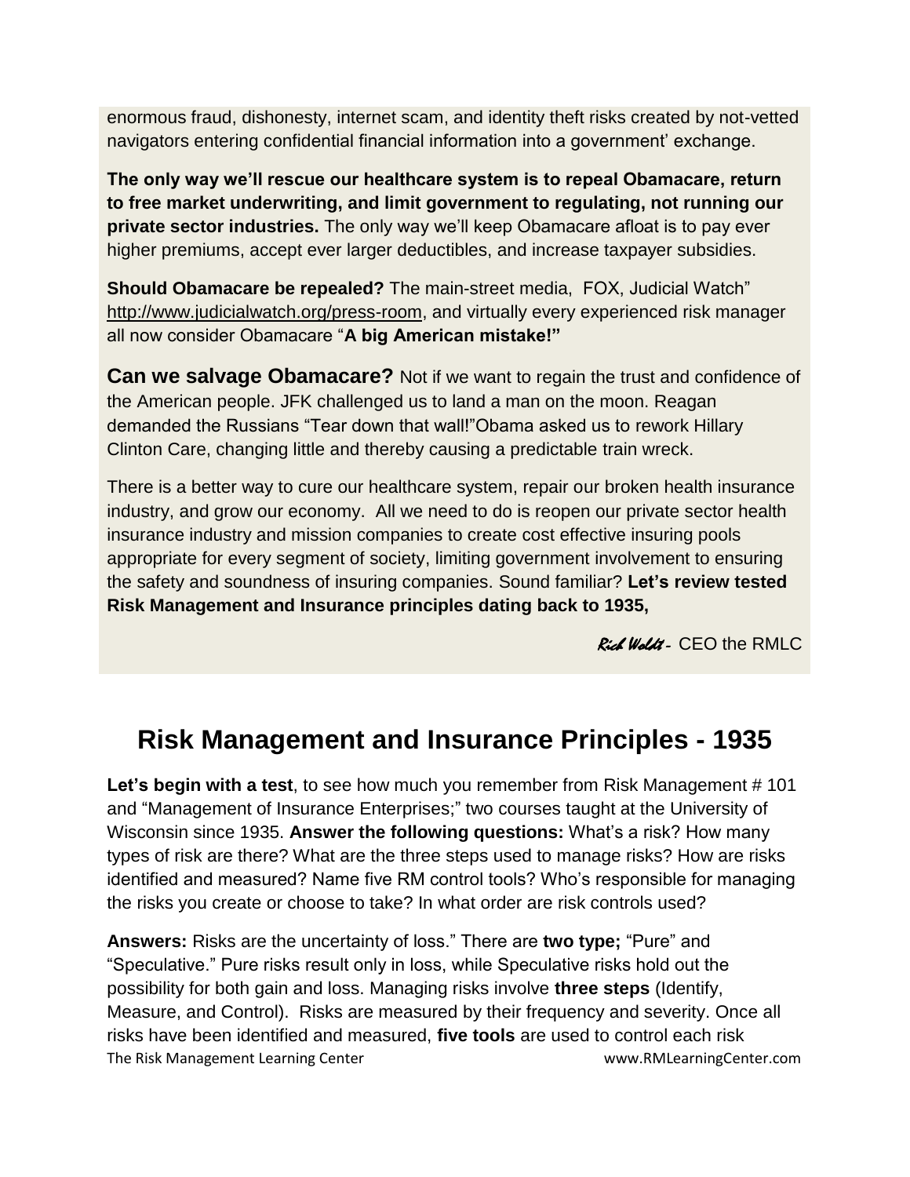enormous fraud, dishonesty, internet scam, and identity theft risks created by not-vetted navigators entering confidential financial information into a government' exchange.

**The only way we'll rescue our healthcare system is to repeal Obamacare, return to free market underwriting, and limit government to regulating, not running our private sector industries.** The only way we'll keep Obamacare afloat is to pay ever higher premiums, accept ever larger deductibles, and increase taxpayer subsidies.

**Should Obamacare be repealed?** The main-street media, FOX, Judicial Watch" http://www.judicialwatch.org/press-room, and virtually every experienced risk manager all now consider Obamacare "**A big American mistake!"**

**Can we salvage Obamacare?** Not if we want to regain the trust and confidence of the American people. JFK challenged us to land a man on the moon. Reagan demanded the Russians "Tear down that wall!"Obama asked us to rework Hillary Clinton Care, changing little and thereby causing a predictable train wreck.

There is a better way to cure our healthcare system, repair our broken health insurance industry, and grow our economy. All we need to do is reopen our private sector health insurance industry and mission companies to create cost effective insuring pools appropriate for every segment of society, limiting government involvement to ensuring the safety and soundness of insuring companies. Sound familiar? **Let's review tested Risk Management and Insurance principles dating back to 1935,**

*Rick Woldt* - CEO the RMLC

# Risk Management and Insurance Principles - 1935

**Let's begin with a test**, to see how much you remember from Risk Management # 101 and "Management of Insurance Enterprises;" two courses taught at the University of Wisconsin since 1935. **Answer the following questions:** What's a risk? How many types of risk are there? What are the three steps used to manage risks? How are risks identified and measured? Name five RM control tools? Who's responsible for managing the risks you create or choose to take? In what order are risk controls used?

**Answers:** Risks are the uncertainty of loss." There are **two type;** "Pure" and "Speculative." Pure risks result only in loss, while Speculative risks hold out the possibility for both gain and loss. Managing risks involve **three steps** (Identify, Measure, and Control). Risks are measured by their frequency and severity. Once all risks have been identified and measured, **five tools** are used to control each risk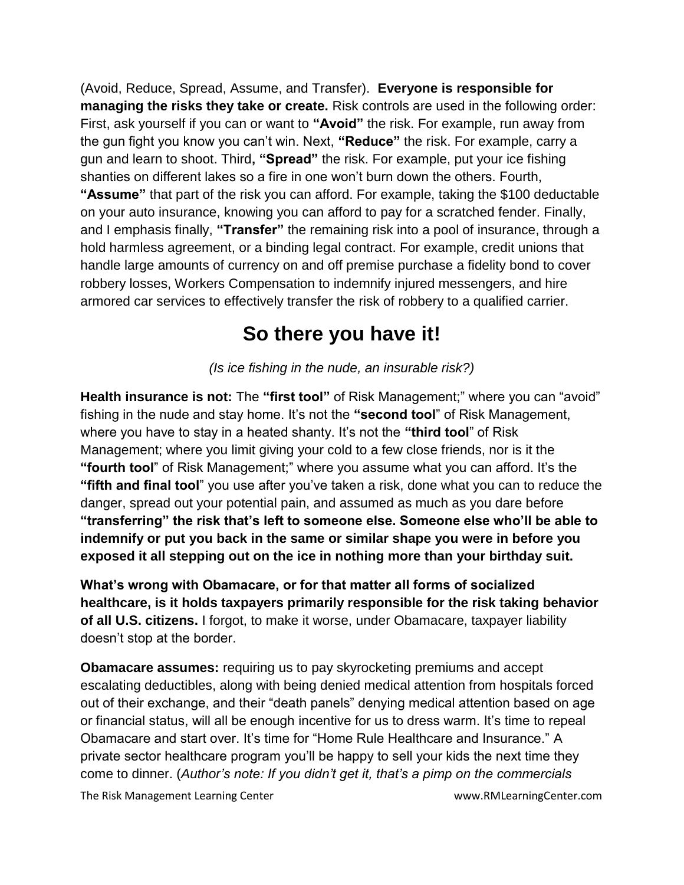(Avoid, Reduce, Spread, Assume, and Transfer). **Everyone is responsible for managing the risks they take or create.** Risk controls are used in the following order: First, ask yourself if you can or want to **"Avoid"** the risk. For example, run away from the gun fight you know you can't win. Next, **"Reduce"** the risk. For example, carry a gun and learn to shoot. Third**, "Spread"** the risk. For example, put your ice fishing shanties on different lakes so a fire in one won't burn down the others. Fourth, **"Assume"** that part of the risk you can afford. For example, taking the $100 deductable on your auto insurance, knowing you can afford to pay for a scratched fender. Finally, and I emphasis finally, **"Transfer"** the remaining risk into a pool of insurance, through a hold harmless agreement, or a binding legal contract. For example, credit unions that handle large amounts of currency on and off premise purchase a fidelity bond to cover robbery losses, Workers Compensation to indemnify injured messengers, and hire armored car services to effectively transfer the risk of robbery to a qualified carrier.

# So there you have it!

*(Is ice fishing in the nude, an insurable risk?)*

**Health insurance is not:** The **"first tool"** of Risk Management;" where you can "avoid" fishing in the nude and stay home. It's not the **"second tool**" of Risk Management, where you have to stay in a heated shanty. It's not the **"third tool**" of Risk Management; where you limit giving your cold to a few close friends, nor is it the **"fourth tool**" of Risk Management;" where you assume what you can afford. It's the **"fifth and final tool**" you use after you've taken a risk, done what you can to reduce the danger, spread out your potential pain, and assumed as much as you dare before **"transferring" the risk that's left to someone else. Someone else who'll be able to indemnify or put you back in the same or similar shape you were in before you exposed it all stepping out on the ice in nothing more than your birthday suit.**

**What's wrong with Obamacare, or for that matter all forms of socialized healthcare, is it holds taxpayers primarily responsible for the risk taking behavior of all U.S. citizens.** I forgot, to make it worse, under Obamacare, taxpayer liability doesn't stop at the border.

**Obamacare assumes:** requiring us to pay skyrocketing premiums and accept escalating deductibles, along with being denied medical attention from hospitals forced out of their exchange, and their "death panels" denying medical attention based on age or financial status, will all be enough incentive for us to dress warm. It's time to repeal Obamacare and start over. It's time for "Home Rule Healthcare and Insurance." A private sector healthcare program you'll be happy to sell your kids the next time they come to dinner. (*Author's note: If you didn't get it, that's a pimp on the commercials*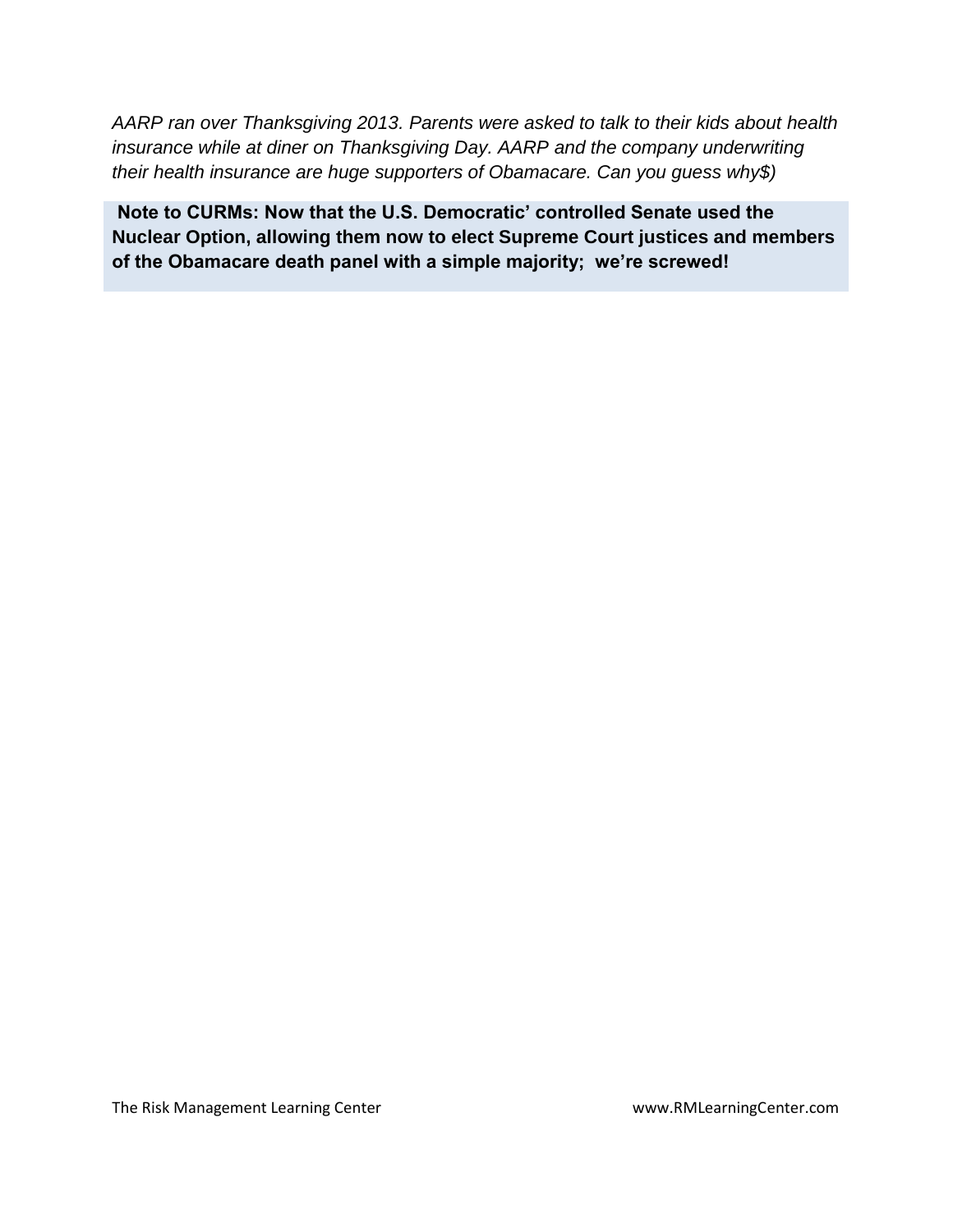*AARP ran over Thanksgiving 2013. Parents were asked to talk to their kids about health insurance while at diner on Thanksgiving Day. AARP and the company underwriting their health insurance are huge supporters of Obamacare. Can you guess why$)*

**Note to CURMs: Now that the U.S. Democratic' controlled Senate used the Nuclear Option, allowing them now to elect Supreme Court justices and members of the Obamacare death panel with a simple majority; we're screwed!**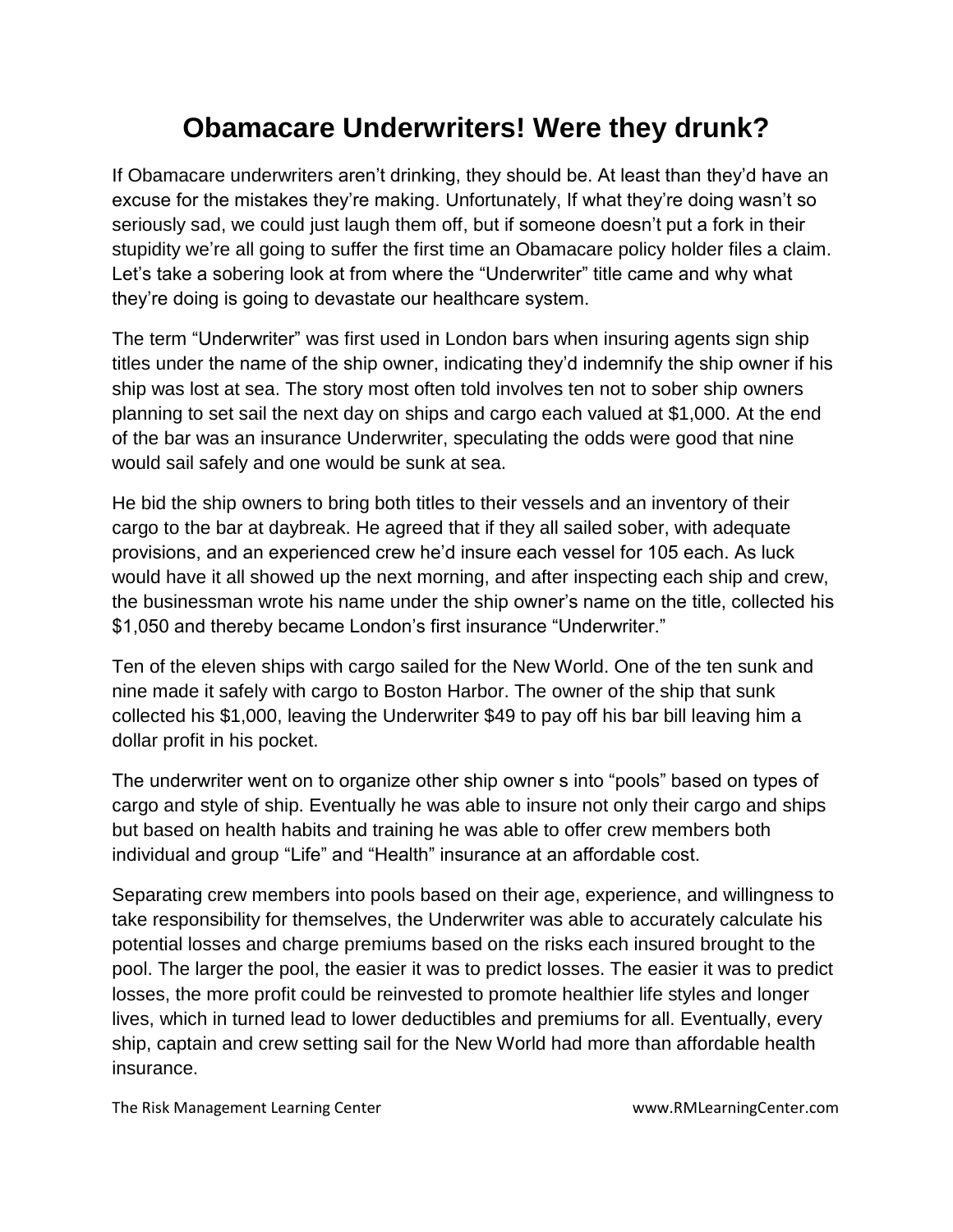# Obamacare Underwriters! Were they drunk?

If Obamacare underwriters aren't drinking, they should be. At least than they'd have an excuse for the mistakes they're making. Unfortunately, If what they're doing wasn't so seriously sad, we could just laugh them off, but if someone doesn't put a fork in their stupidity we're all going to suffer the first time an Obamacare policy holder files a claim. Let's take a sobering look at from where the "Underwriter" title came and why what they're doing is going to devastate our healthcare system.

The term "Underwriter" was first used in London bars when insuring agents sign ship titles under the name of the ship owner, indicating they'd indemnify the ship owner if his ship was lost at sea. The story most often told involves ten not to sober ship owners planning to set sail the next day on ships and cargo each valued at $1,000. At the end of the bar was an insurance Underwriter, speculating the odds were good that nine would sail safely and one would be sunk at sea.

He bid the ship owners to bring both titles to their vessels and an inventory of their cargo to the bar at daybreak. He agreed that if they all sailed sober, with adequate provisions, and an experienced crew he'd insure each vessel for 105 each. As luck would have it all showed up the next morning, and after inspecting each ship and crew, the businessman wrote his name under the ship owner's name on the title, collected his $1,050 and thereby became London's first insurance "Underwriter."

Ten of the eleven ships with cargo sailed for the New World. One of the ten sunk and nine made it safely with cargo to Boston Harbor. The owner of the ship that sunk collected his $1,000, leaving the Underwriter $49 to pay off his bar bill leaving him a dollar profit in his pocket.

The underwriter went on to organize other ship owner s into "pools" based on types of cargo and style of ship. Eventually he was able to insure not only their cargo and ships but based on health habits and training he was able to offer crew members both individual and group "Life" and "Health" insurance at an affordable cost.

Separating crew members into pools based on their age, experience, and willingness to take responsibility for themselves, the Underwriter was able to accurately calculate his potential losses and charge premiums based on the risks each insured brought to the pool. The larger the pool, the easier it was to predict losses. The easier it was to predict losses, the more profit could be reinvested to promote healthier life styles and longer lives, which in turned lead to lower deductibles and premiums for all. Eventually, every ship, captain and crew setting sail for the New World had more than affordable health insurance.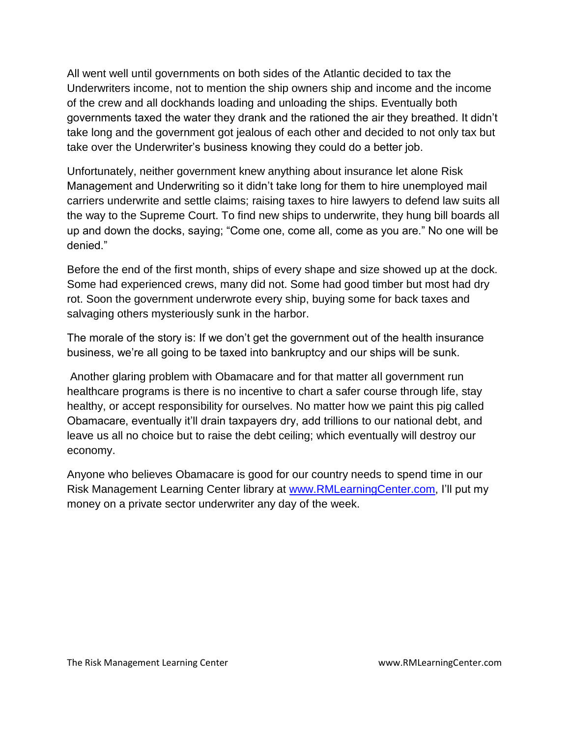All went well until governments on both sides of the Atlantic decided to tax the Underwriters income, not to mention the ship owners ship and income and the income of the crew and all dockhands loading and unloading the ships. Eventually both governments taxed the water they drank and the rationed the air they breathed. It didn't take long and the government got jealous of each other and decided to not only tax but take over the Underwriter's business knowing they could do a better job.

Unfortunately, neither government knew anything about insurance let alone Risk Management and Underwriting so it didn't take long for them to hire unemployed mail carriers underwrite and settle claims; raising taxes to hire lawyers to defend law suits all the way to the Supreme Court. To find new ships to underwrite, they hung bill boards all up and down the docks, saying; "Come one, come all, come as you are." No one will be denied."

Before the end of the first month, ships of every shape and size showed up at the dock. Some had experienced crews, many did not. Some had good timber but most had dry rot. Soon the government underwrote every ship, buying some for back taxes and salvaging others mysteriously sunk in the harbor.

The morale of the story is: If we don't get the government out of the health insurance business, we're all going to be taxed into bankruptcy and our ships will be sunk.

Another glaring problem with Obamacare and for that matter all government run healthcare programs is there is no incentive to chart a safer course through life, stay healthy, or accept responsibility for ourselves. No matter how we paint this pig called Obamacare, eventually it'll drain taxpayers dry, add trillions to our national debt, and leave us all no choice but to raise the debt ceiling; which eventually will destroy our economy.

Anyone who believes Obamacare is good for our country needs to spend time in our Risk Management Learning Center library at www.RMLearningCenter.com, I'll put my money on a private sector underwriter any day of the week.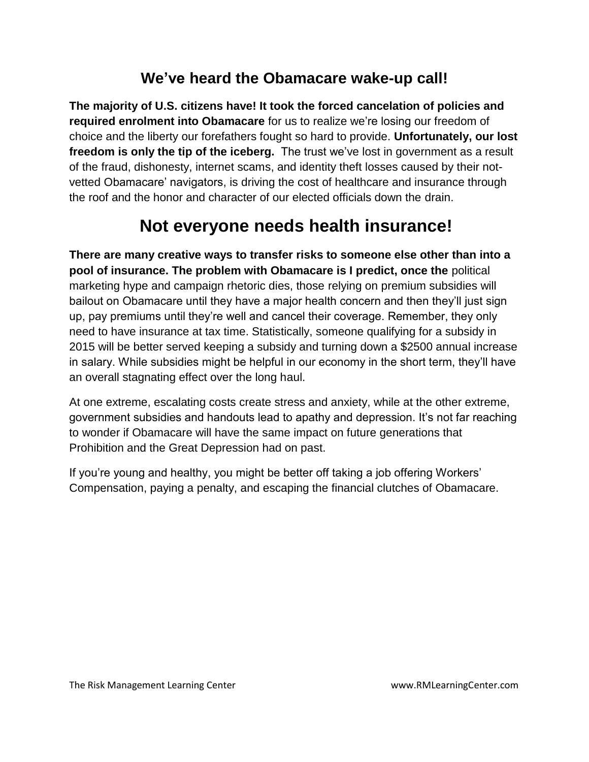## We've heard the Obamacare wake-up call!

**The majority of U.S. citizens have! It took the forced cancelation of policies and required enrolment into Obamacare** for us to realize we're losing our freedom of choice and the liberty our forefathers fought so hard to provide. **Unfortunately, our lost freedom is only the tip of the iceberg.** The trust we've lost in government as a result of the fraud, dishonesty, internet scams, and identity theft losses caused by their not-vetted Obamacare' navigators, is driving the cost of healthcare and insurance through the roof and the honor and character of our elected officials down the drain.

# Not everyone needs health insurance!

**There are many creative ways to transfer risks to someone else other than into a pool of insurance. The problem with Obamacare is I predict, once the** political marketing hype and campaign rhetoric dies, those relying on premium subsidies will bailout on Obamacare until they have a major health concern and then they'll just sign up, pay premiums until they're well and cancel their coverage. Remember, they only need to have insurance at tax time. Statistically, someone qualifying for a subsidy in 2015 will be better served keeping a subsidy and turning down a $2500 annual increase in salary. While subsidies might be helpful in our economy in the short term, they'll have an overall stagnating effect over the long haul.

At one extreme, escalating costs create stress and anxiety, while at the other extreme, government subsidies and handouts lead to apathy and depression. It's not far reaching to wonder if Obamacare will have the same impact on future generations that Prohibition and the Great Depression had on past.

If you're young and healthy, you might be better off taking a job offering Workers' Compensation, paying a penalty, and escaping the financial clutches of Obamacare.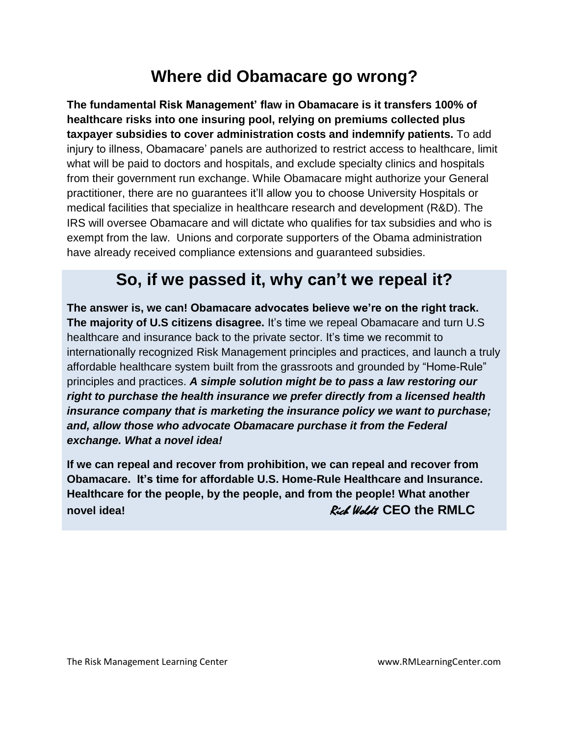# Where did Obamacare go wrong?

**The fundamental Risk Management' flaw in Obamacare is it transfers 100% of healthcare risks into one insuring pool, relying on premiums collected plus taxpayer subsidies to cover administration costs and indemnify patients.** To add injury to illness, Obamacare' panels are authorized to restrict access to healthcare, limit what will be paid to doctors and hospitals, and exclude specialty clinics and hospitals from their government run exchange. While Obamacare might authorize your General practitioner, there are no guarantees it'll allow you to choose University Hospitals or medical facilities that specialize in healthcare research and development (R&D). The IRS will oversee Obamacare and will dictate who qualifies for tax subsidies and who is exempt from the law. Unions and corporate supporters of the Obama administration have already received compliance extensions and guaranteed subsidies.

# So, if we passed it, why can't we repeal it?

**The answer is, we can! Obamacare advocates believe we're on the right track. The majority of U.S citizens disagree.** It's time we repeal Obamacare and turn U.S healthcare and insurance back to the private sector. It's time we recommit to internationally recognized Risk Management principles and practices, and launch a truly affordable healthcare system built from the grassroots and grounded by "Home-Rule" principles and practices. ***A simple solution might be to pass a law restoring our right to purchase the health insurance we prefer directly from a licensed health insurance company that is marketing the insurance policy we want to purchase; and, allow those who advocate Obamacare purchase it from the Federal exchange. What a novel idea!***

**If we can repeal and recover from prohibition, we can repeal and recover from Obamacare. It's time for affordable U.S. Home-Rule Healthcare and Insurance. Healthcare for the people, by the people, and from the people! What another novel idea!**

*Rick Woldt* **CEO the RMLC**

The Risk Management Learning Center www.RMLearningCenter.com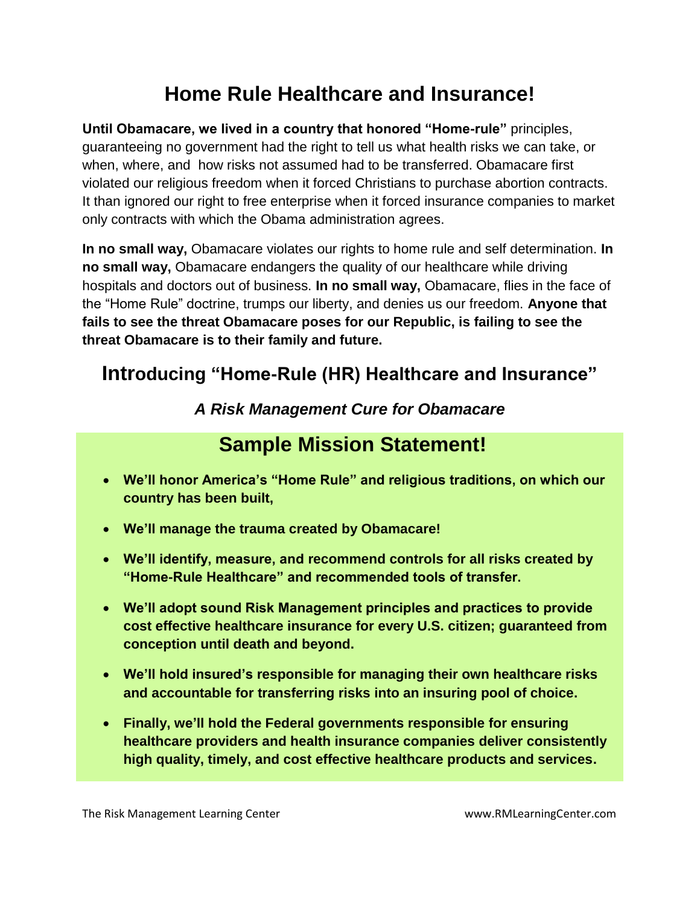# Home Rule Healthcare and Insurance!

**Until Obamacare, we lived in a country that honored "Home-rule"** principles, guaranteeing no government had the right to tell us what health risks we can take, or when, where, and how risks not assumed had to be transferred. Obamacare first violated our religious freedom when it forced Christians to purchase abortion contracts. It than ignored our right to free enterprise when it forced insurance companies to market only contracts with which the Obama administration agrees.

**In no small way,** Obamacare violates our rights to home rule and self determination. **In no small way,** Obamacare endangers the quality of our healthcare while driving hospitals and doctors out of business. **In no small way,** Obamacare, flies in the face of the "Home Rule" doctrine, trumps our liberty, and denies us our freedom. **Anyone that fails to see the threat Obamacare poses for our Republic, is failing to see the threat Obamacare is to their family and future.**

## Introducing "Home-Rule (HR) Healthcare and Insurance"

### *A Risk Management Cure for Obamacare*

## Sample Mission Statement!

- **We'll honor America's "Home Rule" and religious traditions, on which our country has been built,**
- **We'll manage the trauma created by Obamacare!**
- **We'll identify, measure, and recommend controls for all risks created by "Home-Rule Healthcare" and recommended tools of transfer.**
- **We'll adopt sound Risk Management principles and practices to provide cost effective healthcare insurance for every U.S. citizen; guaranteed from conception until death and beyond.**
- **We'll hold insured's responsible for managing their own healthcare risks and accountable for transferring risks into an insuring pool of choice.**
- **Finally, we'll hold the Federal governments responsible for ensuring healthcare providers and health insurance companies deliver consistently high quality, timely, and cost effective healthcare products and services.**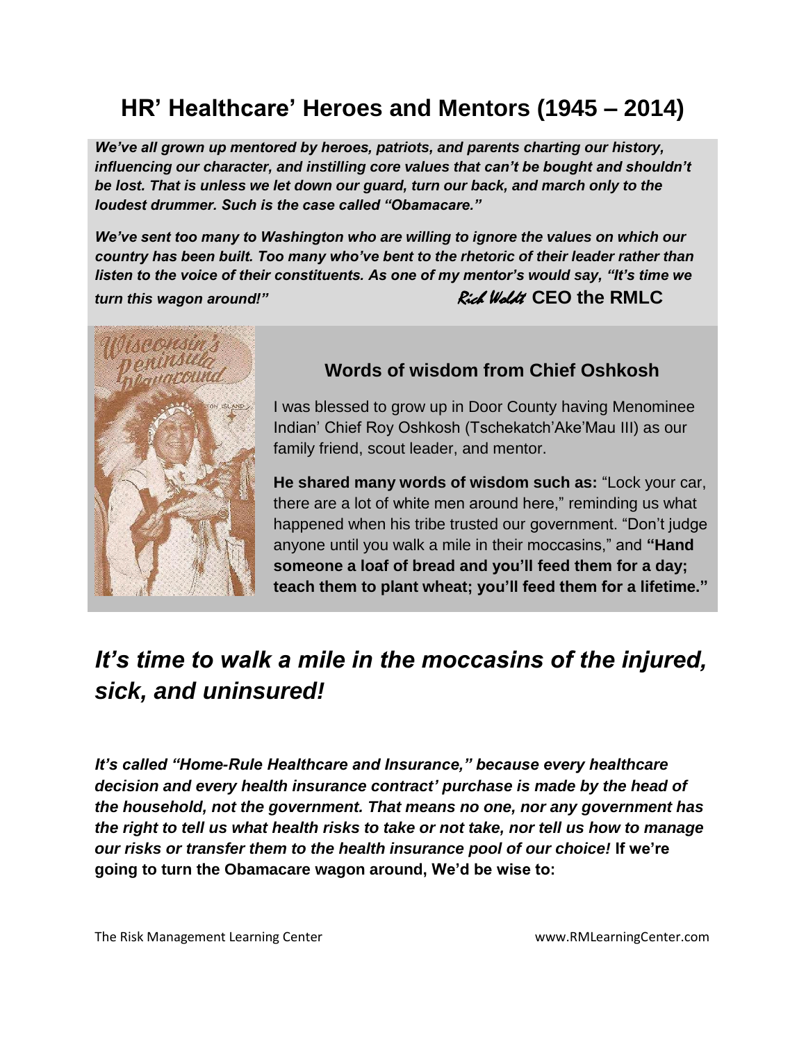# HR' Healthcare' Heroes and Mentors (1945 – 2014)

***We've all grown up mentored by heroes, patriots, and parents charting our history, influencing our character, and instilling core values that can't be bought and shouldn't be lost. That is unless we let down our guard, turn our back, and march only to the loudest drummer. Such is the case called "Obamacare."***

***We've sent too many to Washington who are willing to ignore the values on which our country has been built. Too many who've bent to the rhetoric of their leader rather than listen to the voice of their constituents. As one of my mentor's would say, "It's time we turn this wagon around!"*** *Rich Woldt* **CEO the RMLC**

### Words of wisdom from Chief Oshkosh

I was blessed to grow up in Door County having Menominee Indian' Chief Roy Oshkosh (Tschekatch'Ake'Mau III) as our family friend, scout leader, and mentor.

**He shared many words of wisdom such as:** "Lock your car, there are a lot of white men around here," reminding us what happened when his tribe trusted our government. "Don't judge anyone until you walk a mile in their moccasins," and **"Hand someone a loaf of bread and you'll feed them for a day; teach them to plant wheat; you'll feed them for a lifetime."**

## *It's time to walk a mile in the moccasins of the injured, sick, and uninsured!*

***It's called "Home-Rule Healthcare and Insurance," because every healthcare decision and every health insurance contract' purchase is made by the head of the household, not the government. That means no one, nor any government has the right to tell us what health risks to take or not take, nor tell us how to manage our risks or transfer them to the health insurance pool of our choice!*** **If we're going to turn the Obamacare wagon around, We'd be wise to:**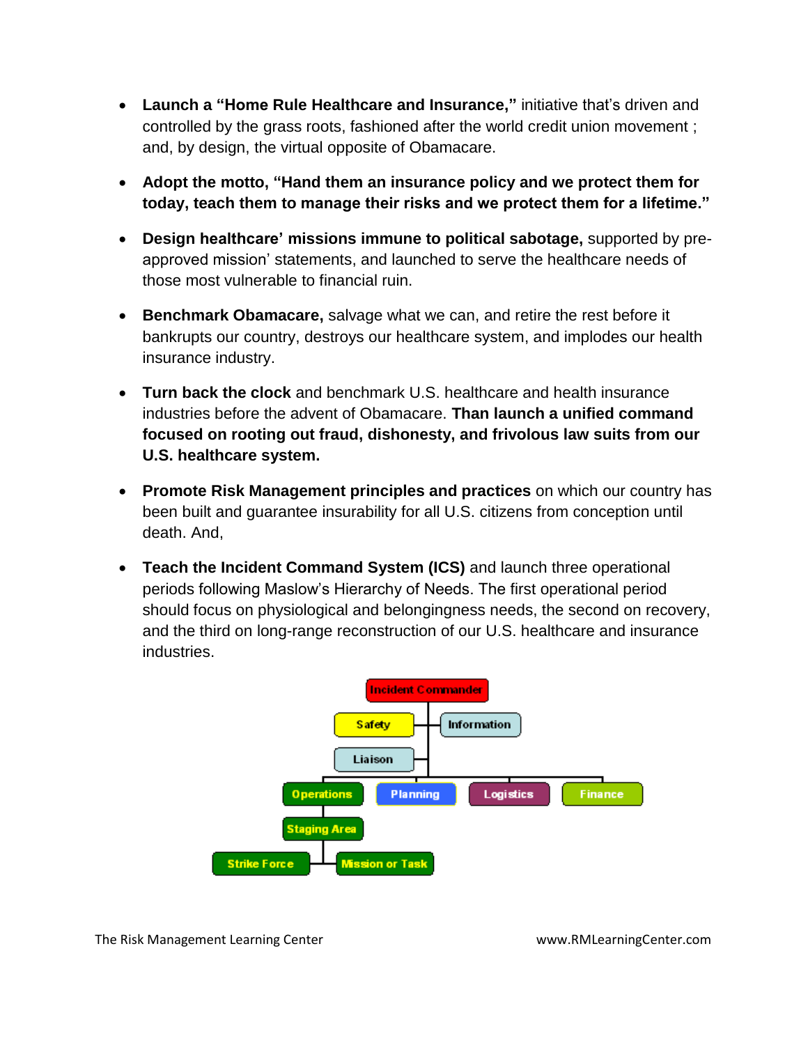- **Launch a "Home Rule Healthcare and Insurance,"** initiative that's driven and controlled by the grass roots, fashioned after the world credit union movement ; and, by design, the virtual opposite of Obamacare.

- **Adopt the motto, "Hand them an insurance policy and we protect them for today, teach them to manage their risks and we protect them for a lifetime."**

- **Design healthcare' missions immune to political sabotage,** supported by pre-approved mission' statements, and launched to serve the healthcare needs of those most vulnerable to financial ruin.

- **Benchmark Obamacare,** salvage what we can, and retire the rest before it bankrupts our country, destroys our healthcare system, and implodes our health insurance industry.

- **Turn back the clock** and benchmark U.S. healthcare and health insurance industries before the advent of Obamacare. **Than launch a unified command focused on rooting out fraud, dishonesty, and frivolous law suits from our U.S. healthcare system.**

- **Promote Risk Management principles and practices** on which our country has been built and guarantee insurability for all U.S. citizens from conception until death. And,

- **Teach the Incident Command System (ICS)** and launch three operational periods following Maslow's Hierarchy of Needs. The first operational period should focus on physiological and belongingness needs, the second on recovery, and the third on long-range reconstruction of our U.S. healthcare and insurance industries.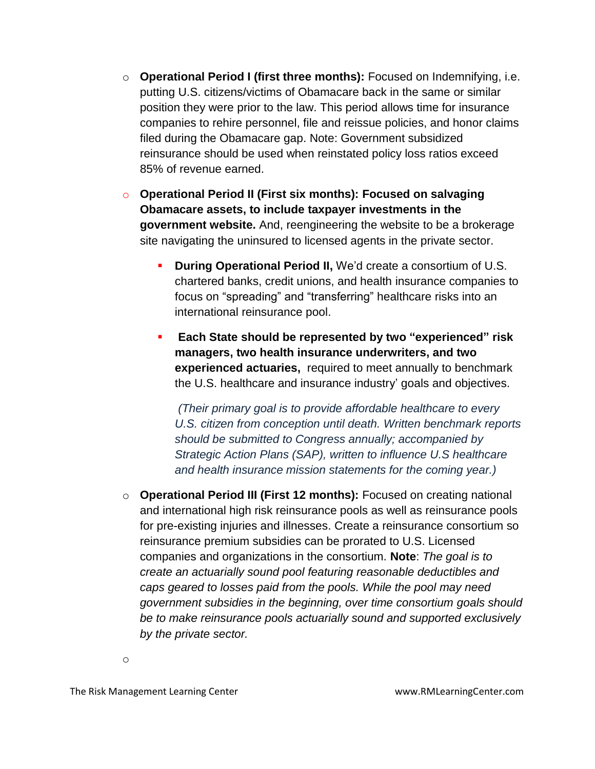- **Operational Period I (first three months):** Focused on Indemnifying, i.e. putting U.S. citizens/victims of Obamacare back in the same or similar position they were prior to the law. This period allows time for insurance companies to rehire personnel, file and reissue policies, and honor claims filed during the Obamacare gap. Note: Government subsidized reinsurance should be used when reinstated policy loss ratios exceed 85% of revenue earned.

- **Operational Period II (First six months): Focused on salvaging Obamacare assets, to include taxpayer investments in the government website.** And, reengineering the website to be a brokerage site navigating the uninsured to licensed agents in the private sector.

  - **During Operational Period II,** We'd create a consortium of U.S. chartered banks, credit unions, and health insurance companies to focus on "spreading" and "transferring" healthcare risks into an international reinsurance pool.

  - **Each State should be represented by two "experienced" risk managers, two health insurance underwriters, and two experienced actuaries,** required to meet annually to benchmark the U.S. healthcare and insurance industry' goals and objectives.

    *(Their primary goal is to provide affordable healthcare to every U.S. citizen from conception until death. Written benchmark reports should be submitted to Congress annually; accompanied by Strategic Action Plans (SAP), written to influence U.S healthcare and health insurance mission statements for the coming year.)*

- **Operational Period III (First 12 months):** Focused on creating national and international high risk reinsurance pools as well as reinsurance pools for pre-existing injuries and illnesses. Create a reinsurance consortium so reinsurance premium subsidies can be prorated to U.S. Licensed companies and organizations in the consortium. **Note**: *The goal is to create an actuarially sound pool featuring reasonable deductibles and caps geared to losses paid from the pools. While the pool may need government subsidies in the beginning, over time consortium goals should be to make reinsurance pools actuarially sound and supported exclusively by the private sector.*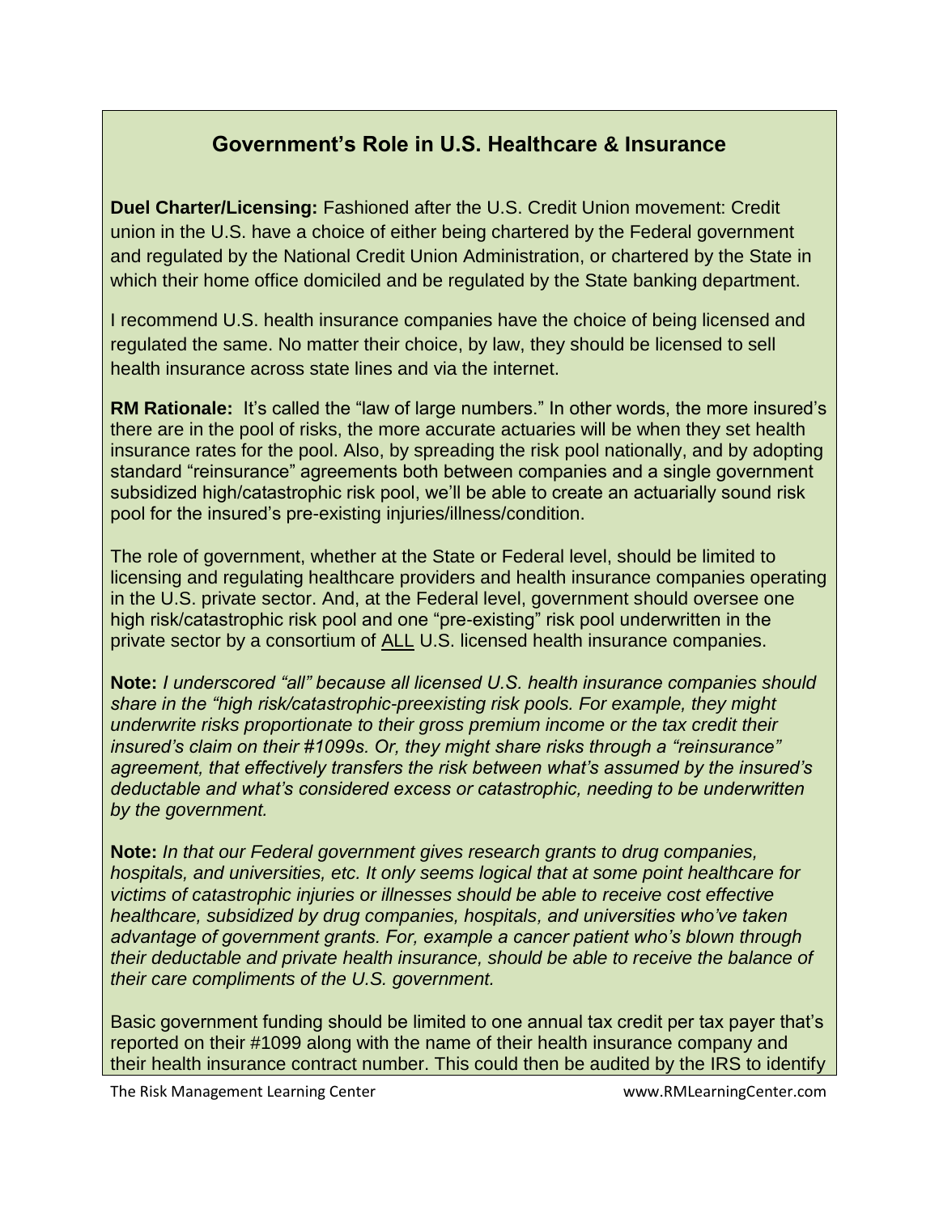## Government's Role in U.S. Healthcare & Insurance

**Duel Charter/Licensing:** Fashioned after the U.S. Credit Union movement: Credit union in the U.S. have a choice of either being chartered by the Federal government and regulated by the National Credit Union Administration, or chartered by the State in which their home office domiciled and be regulated by the State banking department.

I recommend U.S. health insurance companies have the choice of being licensed and regulated the same. No matter their choice, by law, they should be licensed to sell health insurance across state lines and via the internet.

**RM Rationale:** It's called the "law of large numbers." In other words, the more insured's there are in the pool of risks, the more accurate actuaries will be when they set health insurance rates for the pool. Also, by spreading the risk pool nationally, and by adopting standard "reinsurance" agreements both between companies and a single government subsidized high/catastrophic risk pool, we'll be able to create an actuarially sound risk pool for the insured's pre-existing injuries/illness/condition.

The role of government, whether at the State or Federal level, should be limited to licensing and regulating healthcare providers and health insurance companies operating in the U.S. private sector. And, at the Federal level, government should oversee one high risk/catastrophic risk pool and one "pre-existing" risk pool underwritten in the private sector by a consortium of ALL U.S. licensed health insurance companies.

**Note:** *I underscored "all" because all licensed U.S. health insurance companies should share in the "high risk/catastrophic-preexisting risk pools. For example, they might underwrite risks proportionate to their gross premium income or the tax credit their insured's claim on their #1099s. Or, they might share risks through a "reinsurance" agreement, that effectively transfers the risk between what's assumed by the insured's deductable and what's considered excess or catastrophic, needing to be underwritten by the government.*

**Note:** *In that our Federal government gives research grants to drug companies, hospitals, and universities, etc. It only seems logical that at some point healthcare for victims of catastrophic injuries or illnesses should be able to receive cost effective healthcare, subsidized by drug companies, hospitals, and universities who've taken advantage of government grants. For, example a cancer patient who's blown through their deductable and private health insurance, should be able to receive the balance of their care compliments of the U.S. government.*

Basic government funding should be limited to one annual tax credit per tax payer that's reported on their #1099 along with the name of their health insurance company and their health insurance contract number. This could then be audited by the IRS to identify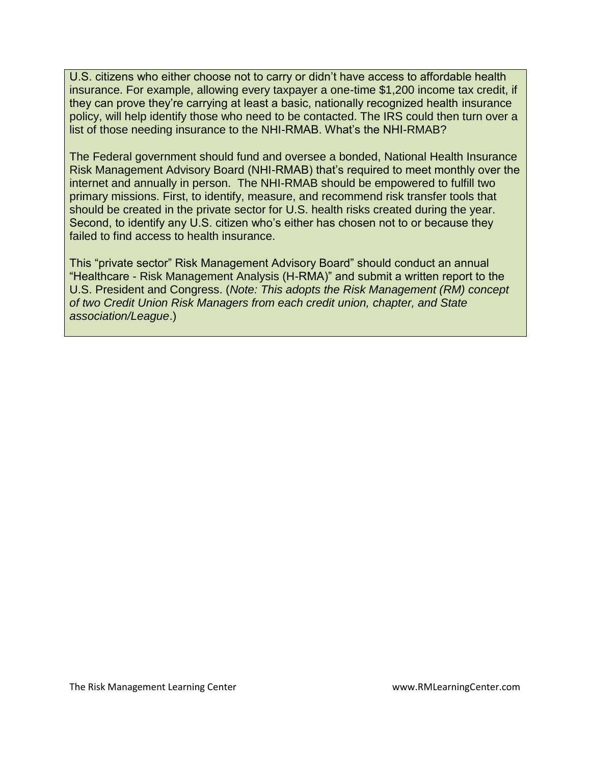U.S. citizens who either choose not to carry or didn't have access to affordable health insurance. For example, allowing every taxpayer a one-time $1,200 income tax credit, if they can prove they're carrying at least a basic, nationally recognized health insurance policy, will help identify those who need to be contacted. The IRS could then turn over a list of those needing insurance to the NHI-RMAB. What's the NHI-RMAB?

The Federal government should fund and oversee a bonded, National Health Insurance Risk Management Advisory Board (NHI-RMAB) that's required to meet monthly over the internet and annually in person. The NHI-RMAB should be empowered to fulfill two primary missions. First, to identify, measure, and recommend risk transfer tools that should be created in the private sector for U.S. health risks created during the year. Second, to identify any U.S. citizen who's either has chosen not to or because they failed to find access to health insurance.

This "private sector" Risk Management Advisory Board" should conduct an annual "Healthcare - Risk Management Analysis (H-RMA)" and submit a written report to the U.S. President and Congress. (*Note: This adopts the Risk Management (RM) concept of two Credit Union Risk Managers from each credit union, chapter, and State association/League*.)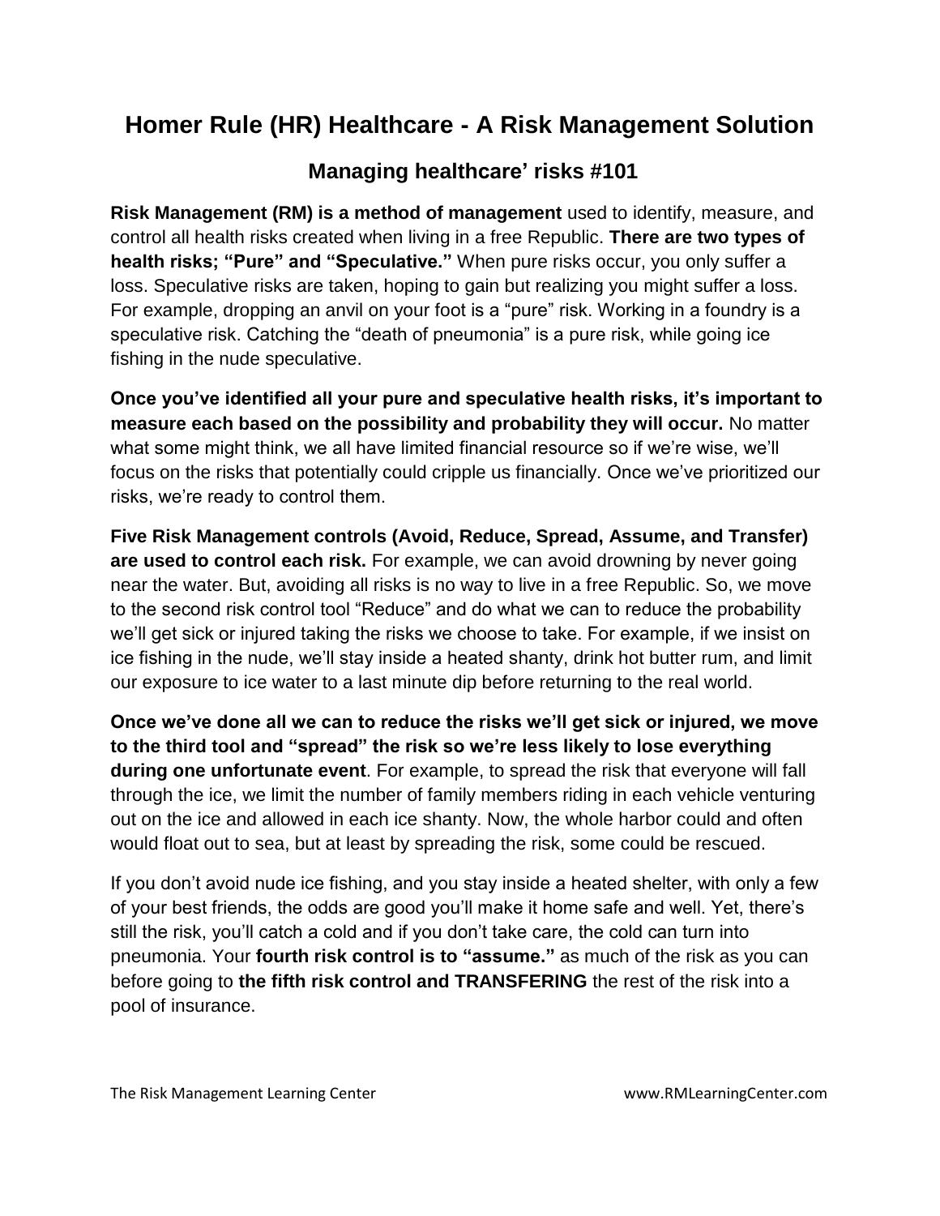# Homer Rule (HR) Healthcare - A Risk Management Solution

## Managing healthcare' risks #101

**Risk Management (RM) is a method of management** used to identify, measure, and control all health risks created when living in a free Republic. **There are two types of health risks; "Pure" and "Speculative."** When pure risks occur, you only suffer a loss. Speculative risks are taken, hoping to gain but realizing you might suffer a loss. For example, dropping an anvil on your foot is a "pure" risk. Working in a foundry is a speculative risk. Catching the "death of pneumonia" is a pure risk, while going ice fishing in the nude speculative.

**Once you've identified all your pure and speculative health risks, it's important to measure each based on the possibility and probability they will occur.** No matter what some might think, we all have limited financial resource so if we're wise, we'll focus on the risks that potentially could cripple us financially. Once we've prioritized our risks, we're ready to control them.

**Five Risk Management controls (Avoid, Reduce, Spread, Assume, and Transfer) are used to control each risk.** For example, we can avoid drowning by never going near the water. But, avoiding all risks is no way to live in a free Republic. So, we move to the second risk control tool "Reduce" and do what we can to reduce the probability we'll get sick or injured taking the risks we choose to take. For example, if we insist on ice fishing in the nude, we'll stay inside a heated shanty, drink hot butter rum, and limit our exposure to ice water to a last minute dip before returning to the real world.

**Once we've done all we can to reduce the risks we'll get sick or injured, we move to the third tool and "spread" the risk so we're less likely to lose everything during one unfortunate event**. For example, to spread the risk that everyone will fall through the ice, we limit the number of family members riding in each vehicle venturing out on the ice and allowed in each ice shanty. Now, the whole harbor could and often would float out to sea, but at least by spreading the risk, some could be rescued.

If you don't avoid nude ice fishing, and you stay inside a heated shelter, with only a few of your best friends, the odds are good you'll make it home safe and well. Yet, there's still the risk, you'll catch a cold and if you don't take care, the cold can turn into pneumonia. Your **fourth risk control is to "assume."** as much of the risk as you can before going to **the fifth risk control and TRANSFERING** the rest of the risk into a pool of insurance.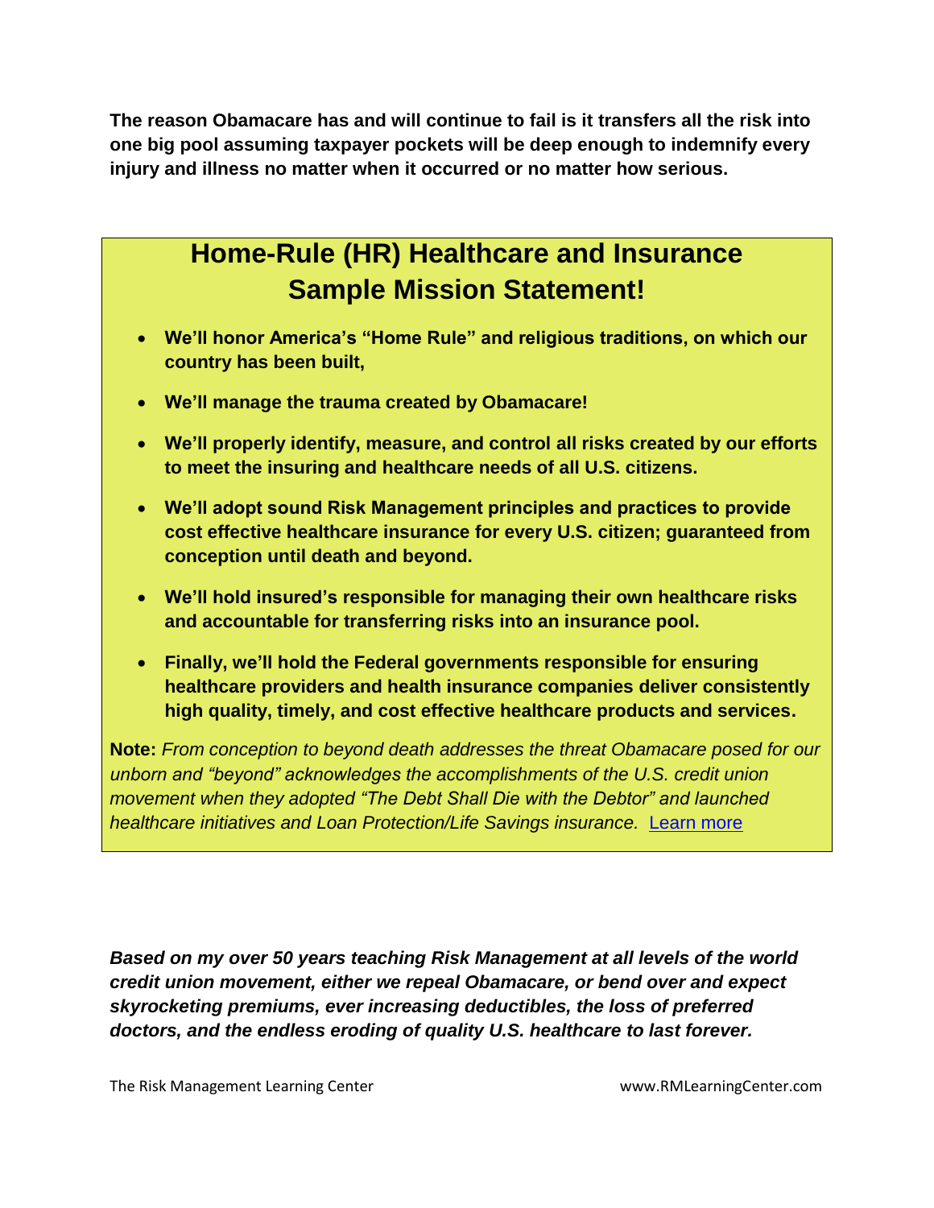**The reason Obamacare has and will continue to fail is it transfers all the risk into one big pool assuming taxpayer pockets will be deep enough to indemnify every injury and illness no matter when it occurred or no matter how serious.**

## Home-Rule (HR) Healthcare and Insurance Sample Mission Statement!

- **We'll honor America's "Home Rule" and religious traditions, on which our country has been built,**
- **We'll manage the trauma created by Obamacare!**
- **We'll properly identify, measure, and control all risks created by our efforts to meet the insuring and healthcare needs of all U.S. citizens.**
- **We'll adopt sound Risk Management principles and practices to provide cost effective healthcare insurance for every U.S. citizen; guaranteed from conception until death and beyond.**
- **We'll hold insured's responsible for managing their own healthcare risks and accountable for transferring risks into an insurance pool.**
- **Finally, we'll hold the Federal governments responsible for ensuring healthcare providers and health insurance companies deliver consistently high quality, timely, and cost effective healthcare products and services.**

**Note:** *From conception to beyond death addresses the threat Obamacare posed for our unborn and "beyond" acknowledges the accomplishments of the U.S. credit union movement when they adopted "The Debt Shall Die with the Debtor" and launched healthcare initiatives and Loan Protection/Life Savings insurance.* Learn more

***Based on my over 50 years teaching Risk Management at all levels of the world credit union movement, either we repeal Obamacare, or bend over and expect skyrocketing premiums, ever increasing deductibles, the loss of preferred doctors, and the endless eroding of quality U.S. healthcare to last forever.***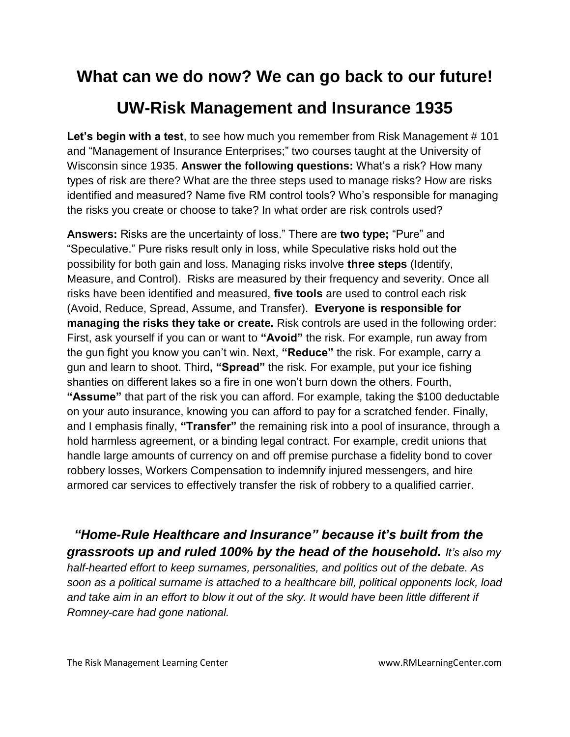# What can we do now? We can go back to our future!

# UW-Risk Management and Insurance 1935

**Let's begin with a test**, to see how much you remember from Risk Management # 101 and "Management of Insurance Enterprises;" two courses taught at the University of Wisconsin since 1935. **Answer the following questions:** What's a risk? How many types of risk are there? What are the three steps used to manage risks? How are risks identified and measured? Name five RM control tools? Who's responsible for managing the risks you create or choose to take? In what order are risk controls used?

**Answers:** Risks are the uncertainty of loss." There are **two type;** "Pure" and "Speculative." Pure risks result only in loss, while Speculative risks hold out the possibility for both gain and loss. Managing risks involve **three steps** (Identify, Measure, and Control). Risks are measured by their frequency and severity. Once all risks have been identified and measured, **five tools** are used to control each risk (Avoid, Reduce, Spread, Assume, and Transfer). **Everyone is responsible for managing the risks they take or create.** Risk controls are used in the following order: First, ask yourself if you can or want to **"Avoid"** the risk. For example, run away from the gun fight you know you can't win. Next, **"Reduce"** the risk. For example, carry a gun and learn to shoot. Third**, "Spread"** the risk. For example, put your ice fishing shanties on different lakes so a fire in one won't burn down the others. Fourth, **"Assume"** that part of the risk you can afford. For example, taking the $100 deductable on your auto insurance, knowing you can afford to pay for a scratched fender. Finally, and I emphasis finally, **"Transfer"** the remaining risk into a pool of insurance, through a hold harmless agreement, or a binding legal contract. For example, credit unions that handle large amounts of currency on and off premise purchase a fidelity bond to cover robbery losses, Workers Compensation to indemnify injured messengers, and hire armored car services to effectively transfer the risk of robbery to a qualified carrier.

***"Home-Rule Healthcare and Insurance" because it's built from the grassroots up and ruled 100% by the head of the household.*** *It's also my half-hearted effort to keep surnames, personalities, and politics out of the debate. As soon as a political surname is attached to a healthcare bill, political opponents lock, load and take aim in an effort to blow it out of the sky. It would have been little different if Romney-care had gone national.*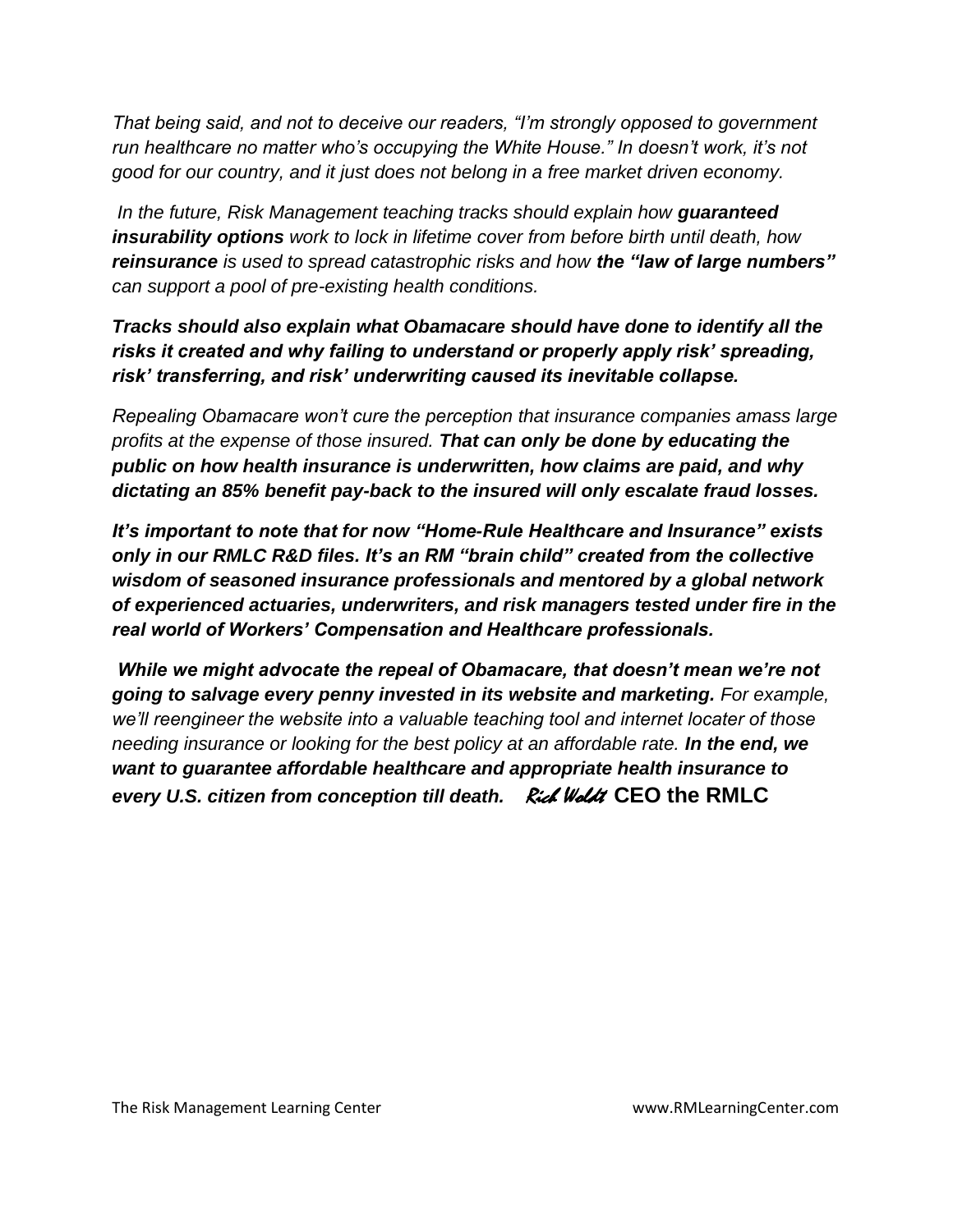*That being said, and not to deceive our readers, "I'm strongly opposed to government run healthcare no matter who's occupying the White House." In doesn't work, it's not good for our country, and it just does not belong in a free market driven economy.*

*In the future, Risk Management teaching tracks should explain how **guaranteed insurability options** work to lock in lifetime cover from before birth until death, how **reinsurance** is used to spread catastrophic risks and how **the "law of large numbers"** can support a pool of pre-existing health conditions.*

***Tracks should also explain what Obamacare should have done to identify all the risks it created and why failing to understand or properly apply risk' spreading, risk' transferring, and risk' underwriting caused its inevitable collapse.***

*Repealing Obamacare won't cure the perception that insurance companies amass large profits at the expense of those insured. **That can only be done by educating the public on how health insurance is underwritten, how claims are paid, and why dictating an 85% benefit pay-back to the insured will only escalate fraud losses.***

***It's important to note that for now "Home-Rule Healthcare and Insurance" exists only in our RMLC R&D files. It's an RM "brain child" created from the collective wisdom of seasoned insurance professionals and mentored by a global network of experienced actuaries, underwriters, and risk managers tested under fire in the real world of Workers' Compensation and Healthcare professionals.***

***While we might advocate the repeal of Obamacare, that doesn't mean we're not going to salvage every penny invested in its website and marketing.** For example, we'll reengineer the website into a valuable teaching tool and internet locater of those needing insurance or looking for the best policy at an affordable rate. **In the end, we want to guarantee affordable healthcare and appropriate health insurance to every U.S. citizen from conception till death.*** *Rick Woldt* **CEO the RMLC**